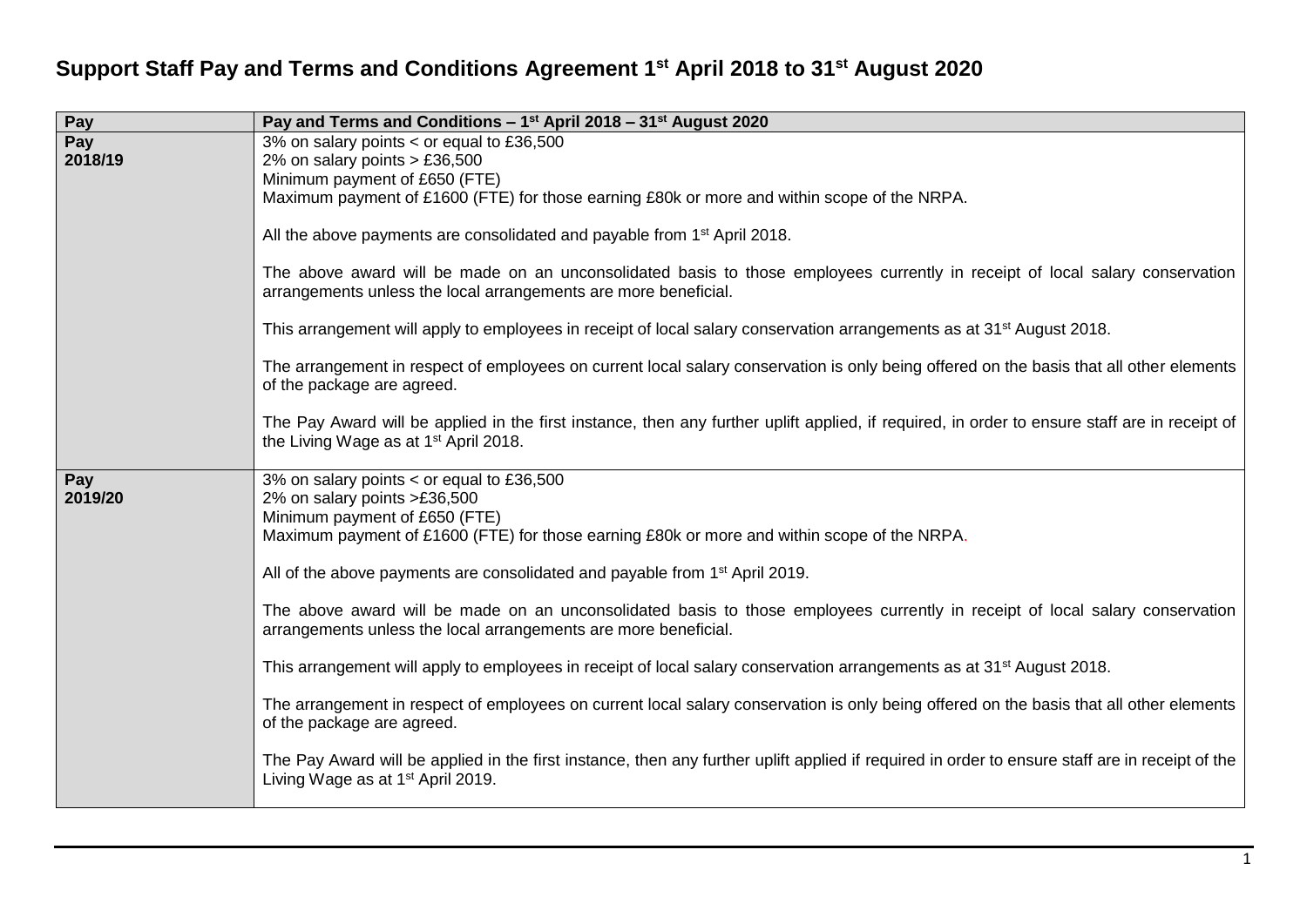# Support Staff Pay and Terms and Conditions Agreement 1st April 2018 to 31st August 2020

| Pay | Pay and Terms and Conditions – 1st April 2018 – 31st August 2020 |
| --- | --- |
| Pay 2018/19 | 3% on salary points < or equal to £36,500<br>2% on salary points > £36,500<br>Minimum payment of £650 (FTE)<br>Maximum payment of £1600 (FTE) for those earning £80k or more and within scope of the NRPA.<br><br>All the above payments are consolidated and payable from 1st April 2018.<br><br>The above award will be made on an unconsolidated basis to those employees currently in receipt of local salary conservation arrangements unless the local arrangements are more beneficial.<br><br>This arrangement will apply to employees in receipt of local salary conservation arrangements as at 31st August 2018.<br><br>The arrangement in respect of employees on current local salary conservation is only being offered on the basis that all other elements of the package are agreed.<br><br>The Pay Award will be applied in the first instance, then any further uplift applied, if required, in order to ensure staff are in receipt of the Living Wage as at 1st April 2018. |
| Pay 2019/20 | 3% on salary points < or equal to £36,500<br>2% on salary points >£36,500<br>Minimum payment of £650 (FTE)<br>Maximum payment of £1600 (FTE) for those earning £80k or more and within scope of the NRPA.<br><br>All of the above payments are consolidated and payable from 1st April 2019.<br><br>The above award will be made on an unconsolidated basis to those employees currently in receipt of local salary conservation arrangements unless the local arrangements are more beneficial.<br><br>This arrangement will apply to employees in receipt of local salary conservation arrangements as at 31st August 2018.<br><br>The arrangement in respect of employees on current local salary conservation is only being offered on the basis that all other elements of the package are agreed.<br><br>The Pay Award will be applied in the first instance, then any further uplift applied if required in order to ensure staff are in receipt of the Living Wage as at 1st April 2019. |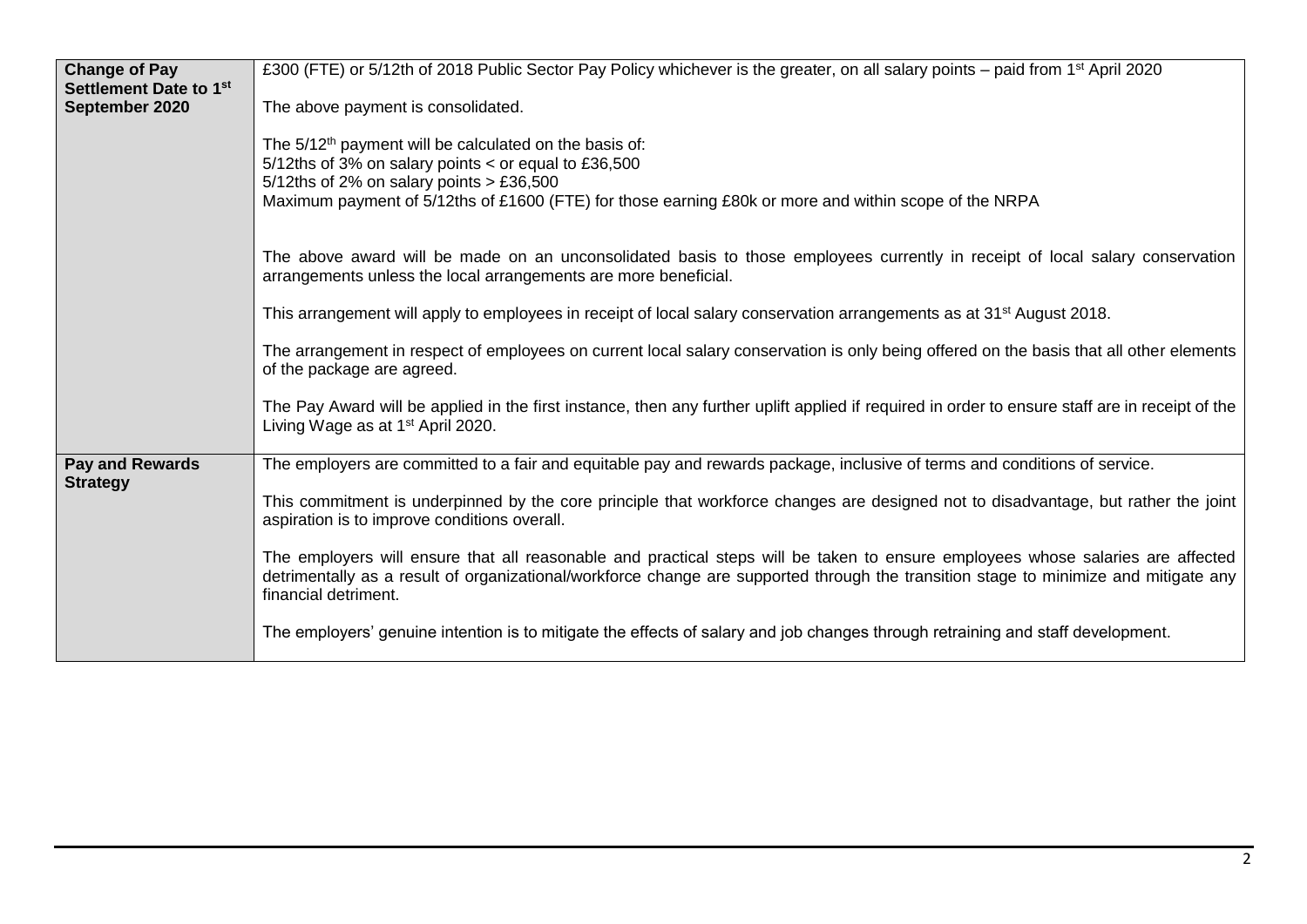| | |
|---|---|
| **Change of Pay Settlement Date to 1st September 2020** | £300 (FTE) or 5/12th of 2018 Public Sector Pay Policy whichever is the greater, on all salary points – paid from 1st April 2020<br><br>The above payment is consolidated.<br><br>The 5/12th payment will be calculated on the basis of:<br>5/12ths of 3% on salary points < or equal to £36,500<br>5/12ths of 2% on salary points > £36,500<br>Maximum payment of 5/12ths of £1600 (FTE) for those earning £80k or more and within scope of the NRPA<br><br>The above award will be made on an unconsolidated basis to those employees currently in receipt of local salary conservation arrangements unless the local arrangements are more beneficial.<br><br>This arrangement will apply to employees in receipt of local salary conservation arrangements as at 31st August 2018.<br><br>The arrangement in respect of employees on current local salary conservation is only being offered on the basis that all other elements of the package are agreed.<br><br>The Pay Award will be applied in the first instance, then any further uplift applied if required in order to ensure staff are in receipt of the Living Wage as at 1st April 2020. |
| **Pay and Rewards Strategy** | The employers are committed to a fair and equitable pay and rewards package, inclusive of terms and conditions of service.<br><br>This commitment is underpinned by the core principle that workforce changes are designed not to disadvantage, but rather the joint aspiration is to improve conditions overall.<br><br>The employers will ensure that all reasonable and practical steps will be taken to ensure employees whose salaries are affected detrimentally as a result of organizational/workforce change are supported through the transition stage to minimize and mitigate any financial detriment.<br><br>The employers' genuine intention is to mitigate the effects of salary and job changes through retraining and staff development. |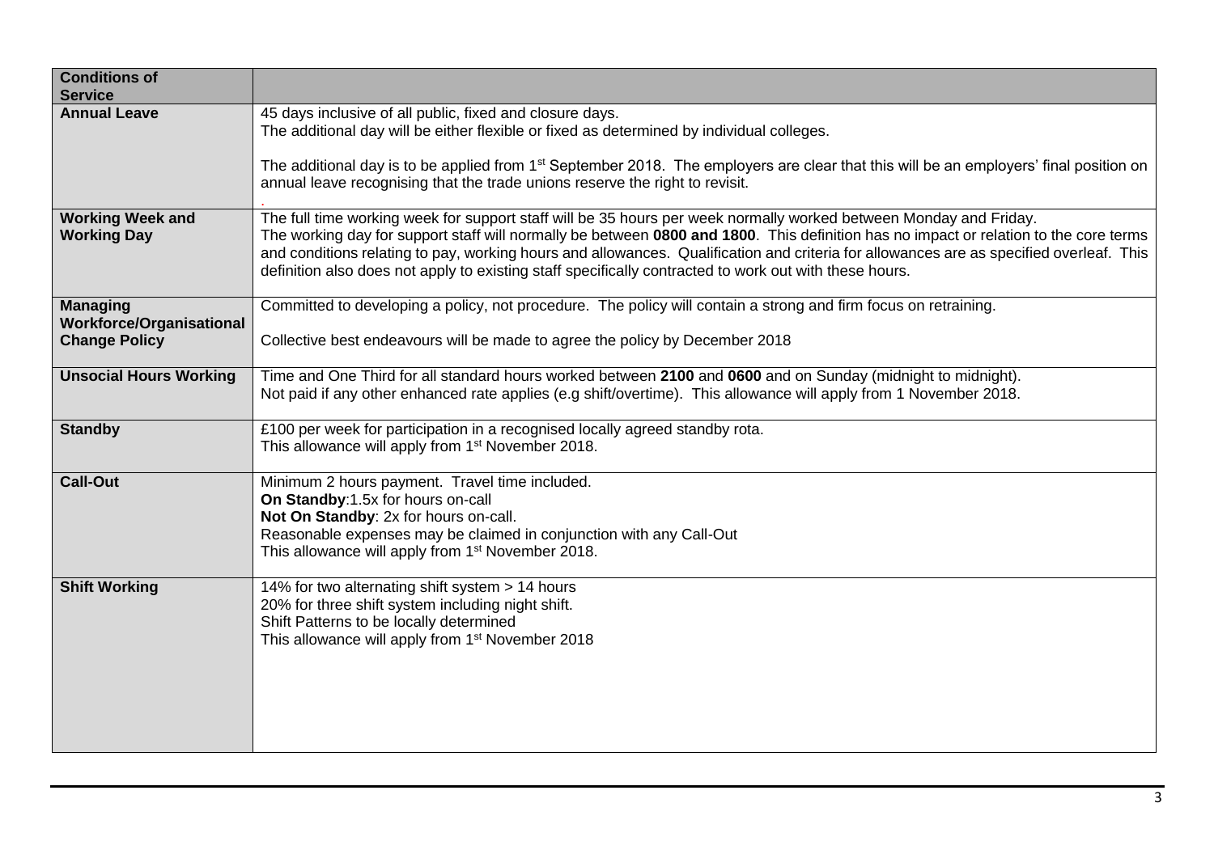| **Conditions of Service** | |
|---|---|
| **Annual Leave** | 45 days inclusive of all public, fixed and closure days.<br>The additional day will be either flexible or fixed as determined by individual colleges.<br><br>The additional day is to be applied from 1st September 2018. The employers are clear that this will be an employers' final position on annual leave recognising that the trade unions reserve the right to revisit.<br>. |
| **Working Week and Working Day** | The full time working week for support staff will be 35 hours per week normally worked between Monday and Friday.<br>The working day for support staff will normally be between **0800 and 1800**. This definition has no impact or relation to the core terms and conditions relating to pay, working hours and allowances. Qualification and criteria for allowances are as specified overleaf. This definition also does not apply to existing staff specifically contracted to work out with these hours. |
| **Managing Workforce/Organisational Change Policy** | Committed to developing a policy, not procedure. The policy will contain a strong and firm focus on retraining.<br><br>Collective best endeavours will be made to agree the policy by December 2018 |
| **Unsocial Hours Working** | Time and One Third for all standard hours worked between **2100** and **0600** and on Sunday (midnight to midnight).<br>Not paid if any other enhanced rate applies (e.g shift/overtime). This allowance will apply from 1 November 2018. |
| **Standby** | £100 per week for participation in a recognised locally agreed standby rota.<br>This allowance will apply from 1st November 2018. |
| **Call-Out** | Minimum 2 hours payment. Travel time included.<br>**On Standby**:1.5x for hours on-call<br>**Not On Standby**: 2x for hours on-call.<br>Reasonable expenses may be claimed in conjunction with any Call-Out<br>This allowance will apply from 1st November 2018. |
| **Shift Working** | 14% for two alternating shift system > 14 hours<br>20% for three shift system including night shift.<br>Shift Patterns to be locally determined<br>This allowance will apply from 1st November 2018 |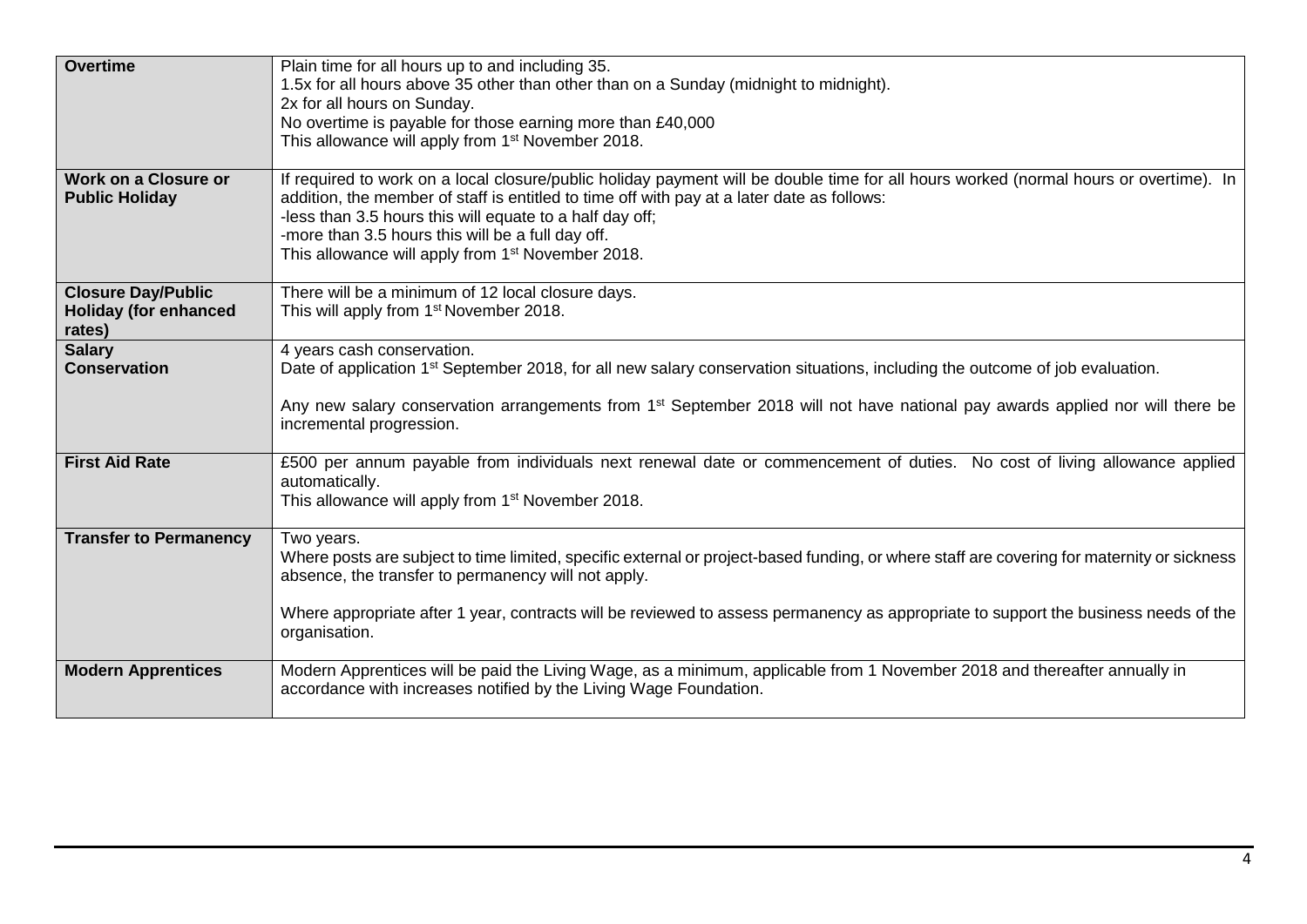| | |
|---|---|
| **Overtime** | Plain time for all hours up to and including 35.<br>1.5x for all hours above 35 other than other than on a Sunday (midnight to midnight).<br>2x for all hours on Sunday.<br>No overtime is payable for those earning more than £40,000<br>This allowance will apply from 1st November 2018. |
| **Work on a Closure or Public Holiday** | If required to work on a local closure/public holiday payment will be double time for all hours worked (normal hours or overtime). In addition, the member of staff is entitled to time off with pay at a later date as follows:<br>-less than 3.5 hours this will equate to a half day off;<br>-more than 3.5 hours this will be a full day off.<br>This allowance will apply from 1st November 2018. |
| **Closure Day/Public Holiday (for enhanced rates)** | There will be a minimum of 12 local closure days.<br>This will apply from 1st November 2018. |
| **Salary Conservation** | 4 years cash conservation.<br>Date of application 1st September 2018, for all new salary conservation situations, including the outcome of job evaluation.<br><br>Any new salary conservation arrangements from 1st September 2018 will not have national pay awards applied nor will there be incremental progression. |
| **First Aid Rate** | £500 per annum payable from individuals next renewal date or commencement of duties. No cost of living allowance applied automatically.<br>This allowance will apply from 1st November 2018. |
| **Transfer to Permanency** | Two years.<br>Where posts are subject to time limited, specific external or project-based funding, or where staff are covering for maternity or sickness absence, the transfer to permanency will not apply.<br><br>Where appropriate after 1 year, contracts will be reviewed to assess permanency as appropriate to support the business needs of the organisation. |
| **Modern Apprentices** | Modern Apprentices will be paid the Living Wage, as a minimum, applicable from 1 November 2018 and thereafter annually in accordance with increases notified by the Living Wage Foundation. |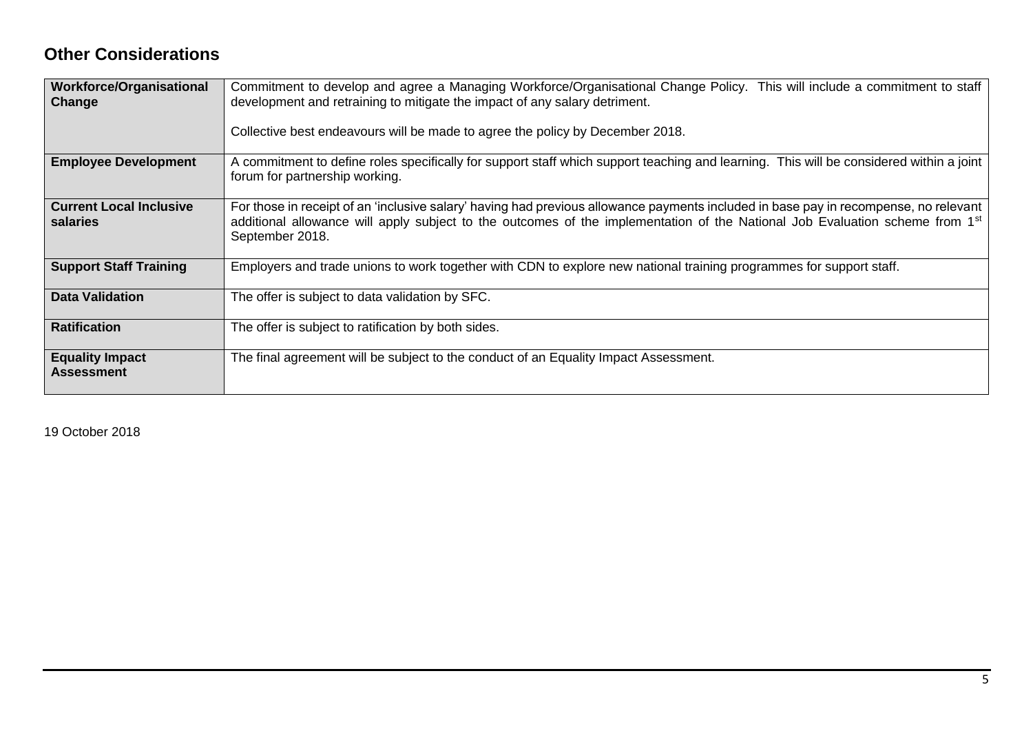## Other Considerations

| | |
|---|---|
| **Workforce/Organisational Change** | Commitment to develop and agree a Managing Workforce/Organisational Change Policy. This will include a commitment to staff development and retraining to mitigate the impact of any salary detriment.<br><br>Collective best endeavours will be made to agree the policy by December 2018. |
| **Employee Development** | A commitment to define roles specifically for support staff which support teaching and learning. This will be considered within a joint forum for partnership working. |
| **Current Local Inclusive salaries** | For those in receipt of an 'inclusive salary' having had previous allowance payments included in base pay in recompense, no relevant additional allowance will apply subject to the outcomes of the implementation of the National Job Evaluation scheme from 1st September 2018. |
| **Support Staff Training** | Employers and trade unions to work together with CDN to explore new national training programmes for support staff. |
| **Data Validation** | The offer is subject to data validation by SFC. |
| **Ratification** | The offer is subject to ratification by both sides. |
| **Equality Impact Assessment** | The final agreement will be subject to the conduct of an Equality Impact Assessment. |

19 October 2018